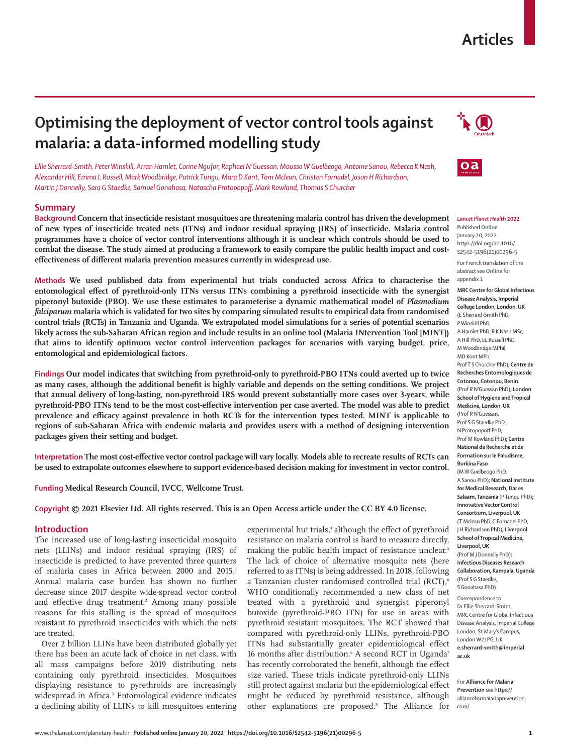# Optimising the deployment of vector control tools against malaria: a data-informed modelling study

*Ellie Sherrard-Smith, Peter Winskill, Arran Hamlet, Corine Ngufor, Raphael N'Guessan, Moussa W Guelbeogo, Antoine Sanou, Rebecca K Nash, Alexander Hill, Emma L Russell, Mark Woodbridge, Patrick Tungu, Mara D Kont, Tom Mclean, Christen Fornadel, Jason H Richardson, Martin J Donnelly, Sara G Staedke, Samuel Gonahasa, Natascha Protopopoff, Mark Rowland, Thomas S Churcher*

## Summary

**Background** Concern that insecticide resistant mosquitoes are threatening malaria control has driven the development of new types of insecticide treated nets (ITNs) and indoor residual spraying (IRS) of insecticide. Malaria control programmes have a choice of vector control interventions although it is unclear which controls should be used to combat the disease. The study aimed at producing a framework to easily compare the public health impact and cost-effectiveness of different malaria prevention measures currently in widespread use.

**Methods** We used published data from experimental hut trials conducted across Africa to characterise the entomological effect of pyrethroid-only ITNs versus ITNs combining a pyrethroid insecticide with the synergist piperonyl butoxide (PBO). We use these estimates to parameterise a dynamic mathematical model of *Plasmodium falciparum* malaria which is validated for two sites by comparing simulated results to empirical data from randomised control trials (RCTs) in Tanzania and Uganda. We extrapolated model simulations for a series of potential scenarios likely across the sub-Saharan African region and include results in an online tool (Malaria INtervention Tool [MINT]) that aims to identify optimum vector control intervention packages for scenarios with varying budget, price, entomological and epidemiological factors.

**Findings** Our model indicates that switching from pyrethroid-only to pyrethroid-PBO ITNs could averted up to twice as many cases, although the additional benefit is highly variable and depends on the setting conditions. We project that annual delivery of long-lasting, non-pyrethroid IRS would prevent substantially more cases over 3-years, while pyrethroid-PBO ITNs tend to be the most cost-effective intervention per case averted. The model was able to predict prevalence and efficacy against prevalence in both RCTs for the intervention types tested. MINT is applicable to regions of sub-Saharan Africa with endemic malaria and provides users with a method of designing intervention packages given their setting and budget.

**Interpretation** The most cost-effective vector control package will vary locally. Models able to recreate results of RCTs can be used to extrapolate outcomes elsewhere to support evidence-based decision making for investment in vector control.

**Funding** Medical Research Council, IVCC, Wellcome Trust.

**Copyright** © 2021 Elsevier Ltd. All rights reserved. This is an Open Access article under the CC BY 4.0 license.

*Lancet Planet Health* 2022

Published **Online** January 20, 2022 https://doi.org/10.1016/S2542-5196(21)00296-5

For French translation of the abstract see **Online** for appendix 1

**MRC Centre for Global Infectious Disease Analysis, Imperial College London, London, UK** (E Sherrard-Smith PhD, P Winskill PhD, A Hamlet PhD, R K Nash MSc, A Hill PhD, EL Russell PhD, M Woodbridge MPhil, MD Kont MPh, Prof T S Churcher PhD); **Centre de Recherches Entomologiques de Cotonou, Cotonou, Benin** (Prof R N'Guessan PhD); **London School of Hygiene and Tropical Medicine, London, UK** (Prof R N'Guessan, Prof S G Staedke PhD, N Protopopoff PhD, Prof M Rowland PhD); **Centre National de Recherche et de Formation sur le Paludisme, Burkina Faso** (M W Guelbeogo PhD, A Sanou PhD); **National Institute for Medical Research, Dar es Salaam, Tanzania** (P Tungu PhD); **Innovative Vector Control Consortium, Liverpool, UK** (T Mclean PhD, C Fornadel PhD, J H Richardson PhD); **Liverpool School of Tropical Medicine, Liverpool, UK** (Prof M J Donnelly PhD); **Infectious Diseases Research Collaboration, Kampala, Uganda** (Prof S G Staedke, S Gonahasa PhD)

Correspondence to: Dr Ellie Sherrard-Smith, MRC Centre for Global Infectious Disease Analysis, Imperial College London, St Mary's Campus, London W21PG, UK **e.sherrard-smith@imperial.ac.uk**

For **Alliance for Malaria Prevention** see https://allianceformalariaprevention.com/

## Introduction

The increased use of long-lasting insecticidal mosquito nets (LLINs) and indoor residual spraying (IRS) of insecticide is predicted to have prevented three quarters of malaria cases in Africa between 2000 and 2015.[1] Annual malaria case burden has shown no further decrease since 2017 despite wide-spread vector control and effective drug treatment.[2] Among many possible reasons for this stalling is the spread of mosquitoes resistant to pyrethroid insecticides with which the nets are treated.

Over 2 billion LLINs have been distributed globally yet there has been an acute lack of choice in net class, with all mass campaigns before 2019 distributing nets containing only pyrethroid insecticides. Mosquitoes displaying resistance to pyrethroids are increasingly widespread in Africa.[3] Entomological evidence indicates a declining ability of LLINs to kill mosquitoes entering experimental hut trials,[4] although the effect of pyrethroid resistance on malaria control is hard to measure directly, making the public health impact of resistance unclear.[5] The lack of choice of alternative mosquito nets (here referred to as ITNs) is being addressed. In 2018, following a Tanzanian cluster randomised controlled trial (RCT),[6] WHO conditionally recommended a new class of net treated with a pyrethroid and synergist piperonyl butoxide (pyrethroid-PBO ITN) for use in areas with pyrethroid resistant mosquitoes. The RCT showed that compared with pyrethroid-only LLINs, pyrethroid-PBO ITNs had substantially greater epidemiological effect 16 months after distribution.[6] A second RCT in Uganda[7] has recently corroborated the benefit, although the effect size varied. These trials indicate pyrethroid-only LLINs still protect against malaria but the epidemiological effect might be reduced by pyrethroid resistance, although other explanations are proposed.[8] The Alliance for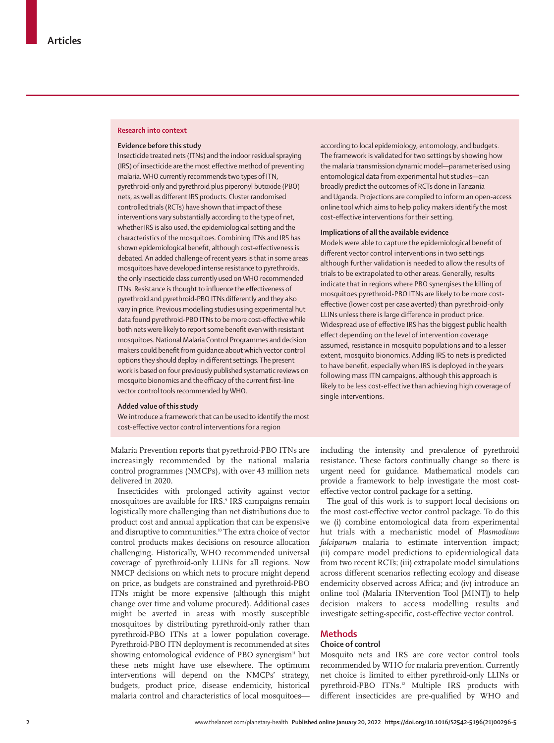## Research into context

### Evidence before this study

Insecticide treated nets (ITNs) and the indoor residual spraying (IRS) of insecticide are the most effective method of preventing malaria. WHO currently recommends two types of ITN, pyrethroid-only and pyrethroid plus piperonyl butoxide (PBO) nets, as well as different IRS products. Cluster randomised controlled trials (RCTs) have shown that impact of these interventions vary substantially according to the type of net, whether IRS is also used, the epidemiological setting and the characteristics of the mosquitoes. Combining ITNs and IRS has shown epidemiological benefit, although cost-effectiveness is debated. An added challenge of recent years is that in some areas mosquitoes have developed intense resistance to pyrethroids, the only insecticide class currently used on WHO recommended ITNs. Resistance is thought to influence the effectiveness of pyrethroid and pyrethroid-PBO ITNs differently and they also vary in price. Previous modelling studies using experimental hut data found pyrethroid-PBO ITNs to be more cost-effective while both nets were likely to report some benefit even with resistant mosquitoes. National Malaria Control Programmes and decision makers could benefit from guidance about which vector control options they should deploy in different settings. The present work is based on four previously published systematic reviews on mosquito bionomics and the efficacy of the current first-line vector control tools recommended by WHO.

### Added value of this study

We introduce a framework that can be used to identify the most cost-effective vector control interventions for a region according to local epidemiology, entomology, and budgets. The framework is validated for two settings by showing how the malaria transmission dynamic model—parameterised using entomological data from experimental hut studies—can broadly predict the outcomes of RCTs done in Tanzania and Uganda. Projections are compiled to inform an open-access online tool which aims to help policy makers identify the most cost-effective interventions for their setting.

### Implications of all the available evidence

Models were able to capture the epidemiological benefit of different vector control interventions in two settings although further validation is needed to allow the results of trials to be extrapolated to other areas. Generally, results indicate that in regions where PBO synergises the killing of mosquitoes pyrethroid-PBO ITNs are likely to be more cost-effective (lower cost per case averted) than pyrethroid-only LLINs unless there is large difference in product price. Widespread use of effective IRS has the biggest public health effect depending on the level of intervention coverage assumed, resistance in mosquito populations and to a lesser extent, mosquito bionomics. Adding IRS to nets is predicted to have benefit, especially when IRS is deployed in the years following mass ITN campaigns, although this approach is likely to be less cost-effective than achieving high coverage of single interventions.

Malaria Prevention reports that pyrethroid-PBO ITNs are increasingly recommended by the national malaria control programmes (NMCPs), with over 43 million nets delivered in 2020.

Insecticides with prolonged activity against vector mosquitoes are available for IRS.[9] IRS campaigns remain logistically more challenging than net distributions due to product cost and annual application that can be expensive and disruptive to communities.[10] The extra choice of vector control products makes decisions on resource allocation challenging. Historically, WHO recommended universal coverage of pyrethroid-only LLINs for all regions. Now NMCP decisions on which nets to procure might depend on price, as budgets are constrained and pyrethroid-PBO ITNs might be more expensive (although this might change over time and volume procured). Additional cases might be averted in areas with mostly susceptible mosquitoes by distributing pyrethroid-only rather than pyrethroid-PBO ITNs at a lower population coverage. Pyrethroid-PBO ITN deployment is recommended at sites showing entomological evidence of PBO synergism[11] but these nets might have use elsewhere. The optimum interventions will depend on the NMCPs' strategy, budgets, product price, disease endemicity, historical malaria control and characteristics of local mosquitoes—including the intensity and prevalence of pyrethroid resistance. These factors continually change so there is urgent need for guidance. Mathematical models can provide a framework to help investigate the most cost-effective vector control package for a setting.

The goal of this work is to support local decisions on the most cost-effective vector control package. To do this we (i) combine entomological data from experimental hut trials with a mechanistic model of *Plasmodium falciparum* malaria to estimate intervention impact; (ii) compare model predictions to epidemiological data from two recent RCTs; (iii) extrapolate model simulations across different scenarios reflecting ecology and disease endemicity observed across Africa; and (iv) introduce an online tool (Malaria INtervention Tool [MINT]) to help decision makers to access modelling results and investigate setting-specific, cost-effective vector control.

## Methods

### Choice of control

Mosquito nets and IRS are core vector control tools recommended by WHO for malaria prevention. Currently net choice is limited to either pyrethroid-only LLINs or pyrethroid-PBO ITNs.[12] Multiple IRS products with different insecticides are pre-qualified by WHO and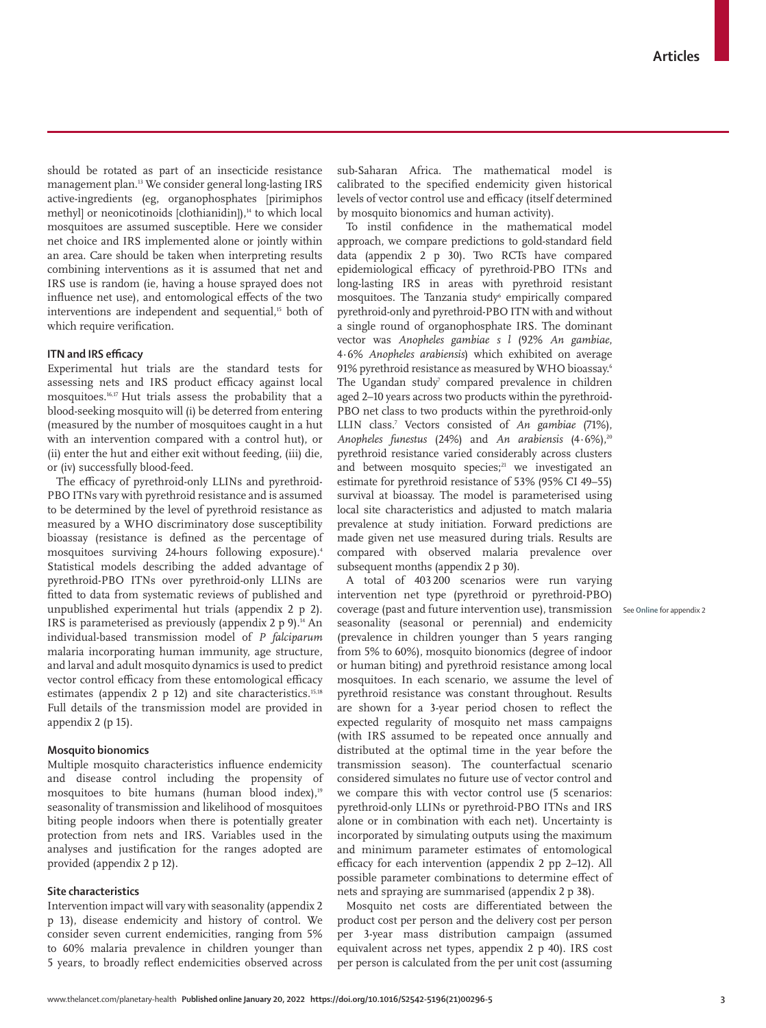should be rotated as part of an insecticide resistance management plan.[13] We consider general long-lasting IRS active-ingredients (eg, organophosphates [pirimiphos methyl] or neonicotinoids [clothianidin]),[14] to which local mosquitoes are assumed susceptible. Here we consider net choice and IRS implemented alone or jointly within an area. Care should be taken when interpreting results combining interventions as it is assumed that net and IRS use is random (ie, having a house sprayed does not influence net use), and entomological effects of the two interventions are independent and sequential,[15] both of which require verification.

### ITN and IRS efficacy

Experimental hut trials are the standard tests for assessing nets and IRS product efficacy against local mosquitoes.[16,17] Hut trials assess the probability that a blood-seeking mosquito will (i) be deterred from entering (measured by the number of mosquitoes caught in a hut with an intervention compared with a control hut), or (ii) enter the hut and either exit without feeding, (iii) die, or (iv) successfully blood-feed.

The efficacy of pyrethroid-only LLINs and pyrethroid-PBO ITNs vary with pyrethroid resistance and is assumed to be determined by the level of pyrethroid resistance as measured by a WHO discriminatory dose susceptibility bioassay (resistance is defined as the percentage of mosquitoes surviving 24-hours following exposure).[4] Statistical models describing the added advantage of pyrethroid-PBO ITNs over pyrethroid-only LLINs are fitted to data from systematic reviews of published and unpublished experimental hut trials (appendix 2 p 2). IRS is parameterised as previously (appendix 2 p 9).[14] An individual-based transmission model of *P falciparum* malaria incorporating human immunity, age structure, and larval and adult mosquito dynamics is used to predict vector control efficacy from these entomological efficacy estimates (appendix 2 p 12) and site characteristics.[15,18] Full details of the transmission model are provided in appendix 2 (p 15).

### Mosquito bionomics

Multiple mosquito characteristics influence endemicity and disease control including the propensity of mosquitoes to bite humans (human blood index),[19] seasonality of transmission and likelihood of mosquitoes biting people indoors when there is potentially greater protection from nets and IRS. Variables used in the analyses and justification for the ranges adopted are provided (appendix 2 p 12).

### Site characteristics

Intervention impact will vary with seasonality (appendix 2 p 13), disease endemicity and history of control. We consider seven current endemicities, ranging from 5% to 60% malaria prevalence in children younger than 5 years, to broadly reflect endemicities observed across sub-Saharan Africa. The mathematical model is calibrated to the specified endemicity given historical levels of vector control use and efficacy (itself determined by mosquito bionomics and human activity).

To instil confidence in the mathematical model approach, we compare predictions to gold-standard field data (appendix 2 p 30). Two RCTs have compared epidemiological efficacy of pyrethroid-PBO ITNs and long-lasting IRS in areas with pyrethroid resistant mosquitoes. The Tanzania study[6] empirically compared pyrethroid-only and pyrethroid-PBO ITN with and without a single round of organophosphate IRS. The dominant vector was *Anopheles gambiae s l* (92% *An gambiae*, 4·6% *Anopheles arabiensis*) which exhibited on average 91% pyrethroid resistance as measured by WHO bioassay.[6] The Ugandan study[7] compared prevalence in children aged 2–10 years across two products within the pyrethroid-PBO net class to two products within the pyrethroid-only LLIN class.[7] Vectors consisted of *An gambiae* (71%), *Anopheles funestus* (24%) and *An arabiensis* (4·6%),[20] pyrethroid resistance varied considerably across clusters and between mosquito species;[21] we investigated an estimate for pyrethroid resistance of 53% (95% CI 49–55) survival at bioassay. The model is parameterised using local site characteristics and adjusted to match malaria prevalence at study initiation. Forward predictions are made given net use measured during trials. Results are compared with observed malaria prevalence over subsequent months (appendix 2 p 30).

A total of 403 200 scenarios were run varying intervention net type (pyrethroid or pyrethroid-PBO) coverage (past and future intervention use), transmission seasonality (seasonal or perennial) and endemicity (prevalence in children younger than 5 years ranging from 5% to 60%), mosquito bionomics (degree of indoor or human biting) and pyrethroid resistance among local mosquitoes. In each scenario, we assume the level of pyrethroid resistance was constant throughout. Results are shown for a 3-year period chosen to reflect the expected regularity of mosquito net mass campaigns (with IRS assumed to be repeated once annually and distributed at the optimal time in the year before the transmission season). The counterfactual scenario considered simulates no future use of vector control and we compare this with vector control use (5 scenarios: pyrethroid-only LLINs or pyrethroid-PBO ITNs and IRS alone or in combination with each net). Uncertainty is incorporated by simulating outputs using the maximum and minimum parameter estimates of entomological efficacy for each intervention (appendix 2 pp 2–12). All possible parameter combinations to determine effect of nets and spraying are summarised (appendix 2 p 38).

See **Online** for appendix 2

Mosquito net costs are differentiated between the product cost per person and the delivery cost per person per 3-year mass distribution campaign (assumed equivalent across net types, appendix 2 p 40). IRS cost per person is calculated from the per unit cost (assuming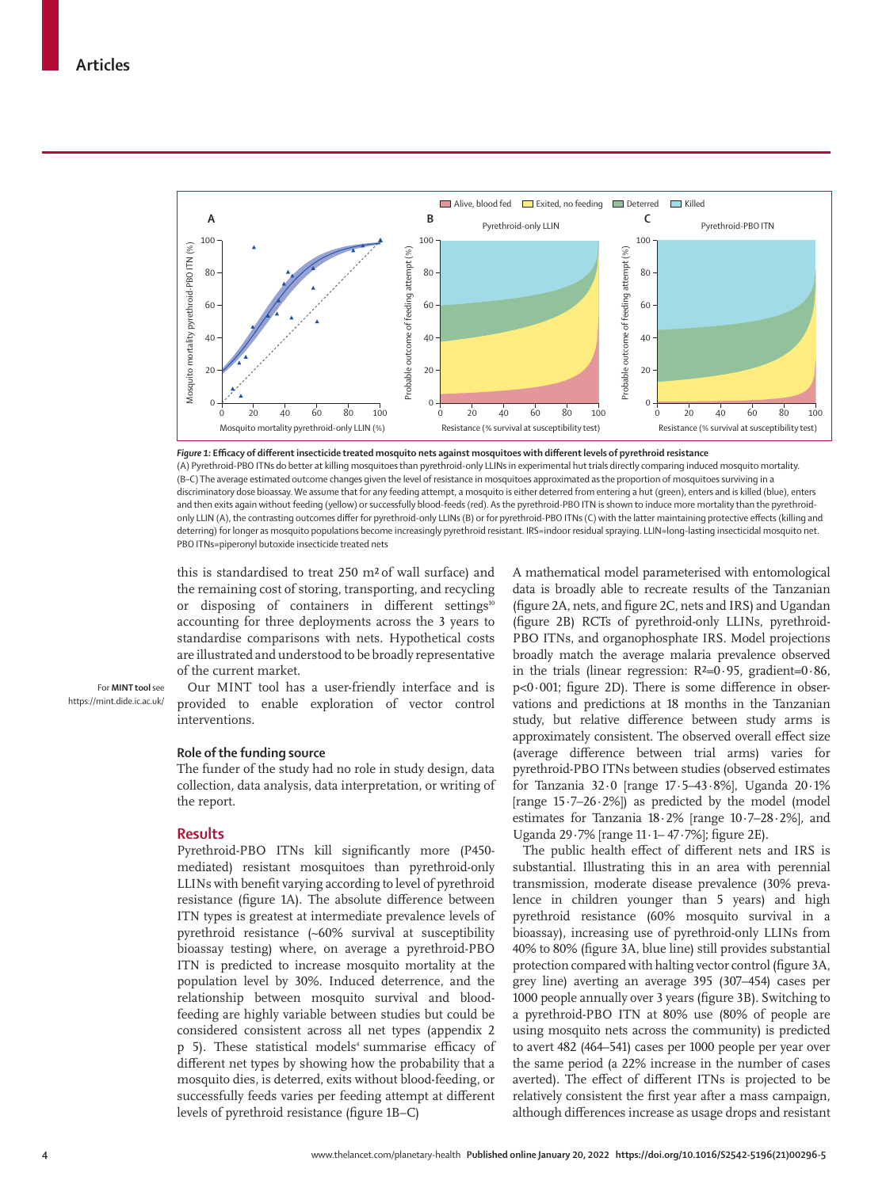*Figure 1:* **Efficacy of different insecticide treated mosquito nets against mosquitoes with different levels of pyrethroid resistance**

(A) Pyrethroid-PBO ITNs do better at killing mosquitoes than pyrethroid-only LLINs in experimental hut trials directly comparing induced mosquito mortality. (B–C) The average estimated outcome changes given the level of resistance in mosquitoes approximated as the proportion of mosquitoes surviving in a discriminatory dose bioassay. We assume that for any feeding attempt, a mosquito is either deterred from entering a hut (green), enters and is killed (blue), enters and then exits again without feeding (yellow) or successfully blood-feeds (red). As the pyrethroid-PBO ITN is shown to induce more mortality than the pyrethroid-only LLIN (A), the contrasting outcomes differ for pyrethroid-only LLINs (B) or for pyrethroid-PBO ITNs (C) with the latter maintaining protective effects (killing and deterring) for longer as mosquito populations become increasingly pyrethroid resistant. IRS=indoor residual spraying. LLIN=long-lasting insecticidal mosquito net. PBO ITNs=piperonyl butoxide insecticide treated nets

this is standardised to treat 250 m² of wall surface) and the remaining cost of storing, transporting, and recycling or disposing of containers in different settings[10] accounting for three deployments across the 3 years to standardise comparisons with nets. Hypothetical costs are illustrated and understood to be broadly representative of the current market.

Our MINT tool has a user-friendly interface and is provided to enable exploration of vector control interventions.

For **MINT tool** see https://mint.dide.ic.ac.uk/

### Role of the funding source

The funder of the study had no role in study design, data collection, data analysis, data interpretation, or writing of the report.

## Results

Pyrethroid-PBO ITNs kill significantly more (P450-mediated) resistant mosquitoes than pyrethroid-only LLINs with benefit varying according to level of pyrethroid resistance (figure 1A). The absolute difference between ITN types is greatest at intermediate prevalence levels of pyrethroid resistance (~60% survival at susceptibility bioassay testing) where, on average a pyrethroid-PBO ITN is predicted to increase mosquito mortality at the population level by 30%. Induced deterrence, and the relationship between mosquito survival and blood-feeding are highly variable between studies but could be considered consistent across all net types (appendix 2 p 5). These statistical models[4] summarise efficacy of different net types by showing how the probability that a mosquito dies, is deterred, exits without blood-feeding, or successfully feeds varies per feeding attempt at different levels of pyrethroid resistance (figure 1B–C)

A mathematical model parameterised with entomological data is broadly able to recreate results of the Tanzanian (figure 2A, nets, and figure 2C, nets and IRS) and Ugandan (figure 2B) RCTs of pyrethroid-only LLINs, pyrethroid-PBO ITNs, and organophosphate IRS. Model projections broadly match the average malaria prevalence observed in the trials (linear regression: $R^2=0·95$, gradient=0·86, $p<0·001$; figure 2D). There is some difference in observations and predictions at 18 months in the Tanzanian study, but relative difference between study arms is approximately consistent. The observed overall effect size (average difference between trial arms) varies for pyrethroid-PBO ITNs between studies (observed estimates for Tanzania 32·0 [range 17·5–43·8%], Uganda 20·1% [range 15·7–26·2%]) as predicted by the model (model estimates for Tanzania 18·2% [range 10·7–28·2%], and Uganda 29·7% [range 11·1– 47·7%]; figure 2E).

The public health effect of different nets and IRS is substantial. Illustrating this in an area with perennial transmission, moderate disease prevalence (30% prevalence in children younger than 5 years) and high pyrethroid resistance (60% mosquito survival in a bioassay), increasing use of pyrethroid-only LLINs from 40% to 80% (figure 3A, blue line) still provides substantial protection compared with halting vector control (figure 3A, grey line) averting an average 395 (307–454) cases per 1000 people annually over 3 years (figure 3B). Switching to a pyrethroid-PBO ITN at 80% use (80% of people are using mosquito nets across the community) is predicted to avert 482 (464–541) cases per 1000 people per year over the same period (a 22% increase in the number of cases averted). The effect of different ITNs is projected to be relatively consistent the first year after a mass campaign, although differences increase as usage drops and resistant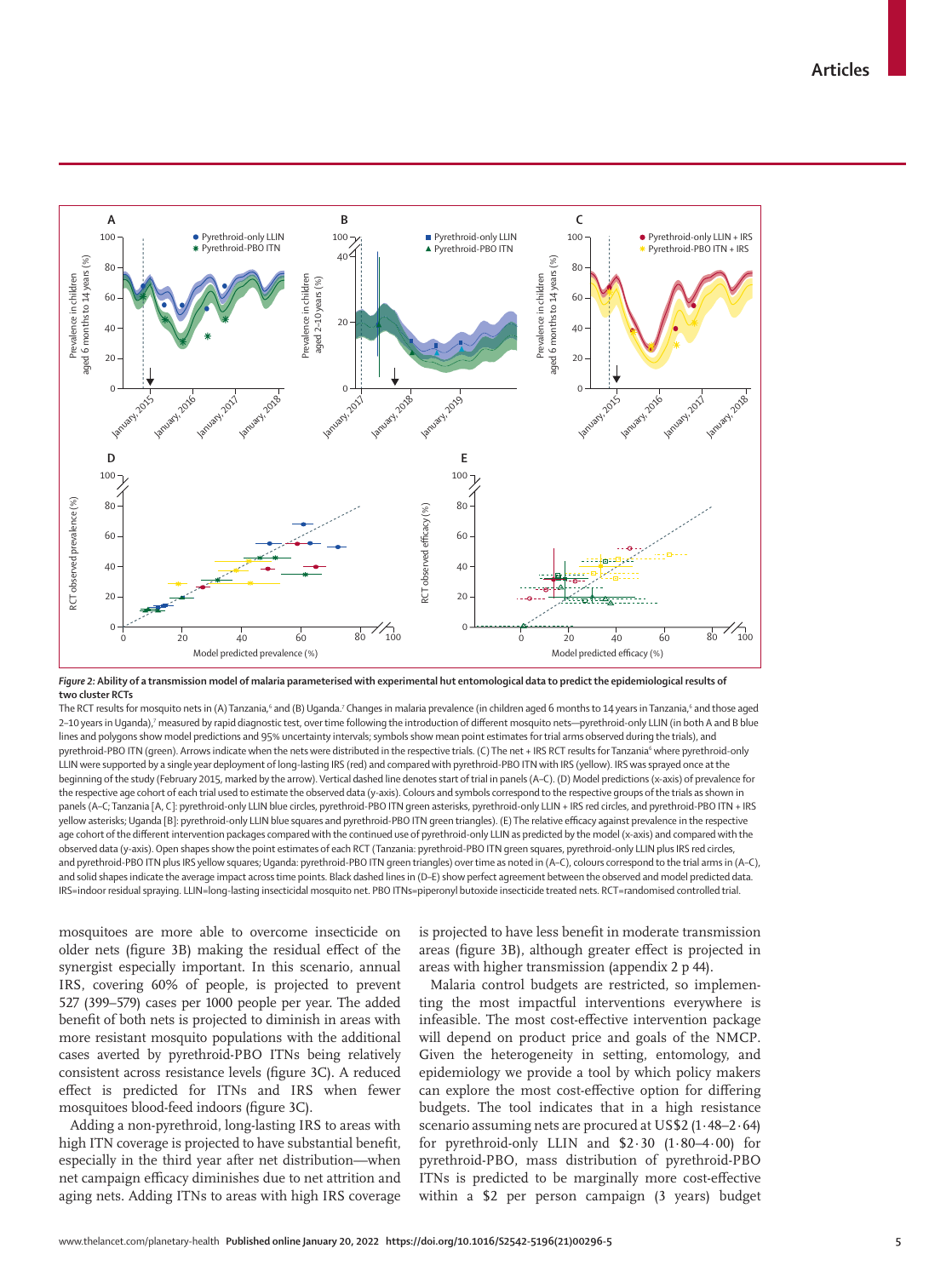*Figure 2:* **Ability of a transmission model of malaria parameterised with experimental hut entomological data to predict the epidemiological results of two cluster RCTs**

The RCT results for mosquito nets in (A) Tanzania,[6] and (B) Uganda.[7] Changes in malaria prevalence (in children aged 6 months to 14 years in Tanzania,[6] and those aged 2–10 years in Uganda),[7] measured by rapid diagnostic test, over time following the introduction of different mosquito nets—pyrethroid-only LLIN (in both A and B blue lines and polygons show model predictions and 95% uncertainty intervals; symbols show mean point estimates for trial arms observed during the trials), and pyrethroid-PBO ITN (green). Arrows indicate when the nets were distributed in the respective trials. (C) The net + IRS RCT results for Tanzania[6] where pyrethroid-only LLIN were supported by a single year deployment of long-lasting IRS (red) and compared with pyrethroid-PBO ITN with IRS (yellow). IRS was sprayed once at the beginning of the study (February 2015, marked by the arrow). Vertical dashed line denotes start of trial in panels (A–C). (D) Model predictions (x-axis) of prevalence for the respective age cohort of each trial used to estimate the observed data (y-axis). Colours and symbols correspond to the respective groups of the trials as shown in panels (A–C; Tanzania [A, C]: pyrethroid-only LLIN blue circles, pyrethroid-PBO ITN green asterisks, pyrethroid-only LLIN + IRS red circles, and pyrethroid-PBO ITN + IRS yellow asterisks; Uganda [B]: pyrethroid-only LLIN blue squares and pyrethroid-PBO ITN green triangles). (E) The relative efficacy against prevalence in the respective age cohort of the different intervention packages compared with the continued use of pyrethroid-only LLIN as predicted by the model (x-axis) and compared with the observed data (y-axis). Open shapes show the point estimates of each RCT (Tanzania: pyrethroid-PBO ITN green squares, pyrethroid-only LLIN plus IRS red circles, and pyrethroid-PBO ITN plus IRS yellow squares; Uganda: pyrethroid-PBO ITN green triangles) over time as noted in (A–C), colours correspond to the trial arms in (A–C), and solid shapes indicate the average impact across time points. Black dashed lines in (D–E) show perfect agreement between the observed and model predicted data. IRS=indoor residual spraying. LLIN=long-lasting insecticidal mosquito net. PBO ITNs=piperonyl butoxide insecticide treated nets. RCT=randomised controlled trial.

mosquitoes are more able to overcome insecticide on older nets (figure 3B) making the residual effect of the synergist especially important. In this scenario, annual IRS, covering 60% of people, is projected to prevent 527 (399–579) cases per 1000 people per year. The added benefit of both nets is projected to diminish in areas with more resistant mosquito populations with the additional cases averted by pyrethroid-PBO ITNs being relatively consistent across resistance levels (figure 3C). A reduced effect is predicted for ITNs and IRS when fewer mosquitoes blood-feed indoors (figure 3C).

Adding a non-pyrethroid, long-lasting IRS to areas with high ITN coverage is projected to have substantial benefit, especially in the third year after net distribution—when net campaign efficacy diminishes due to net attrition and aging nets. Adding ITNs to areas with high IRS coverage is projected to have less benefit in moderate transmission areas (figure 3B), although greater effect is projected in areas with higher transmission (appendix 2 p 44).

Malaria control budgets are restricted, so implementing the most impactful interventions everywhere is infeasible. The most cost-effective intervention package will depend on product price and goals of the NMCP. Given the heterogeneity in setting, entomology, and epidemiology we provide a tool by which policy makers can explore the most cost-effective option for differing budgets. The tool indicates that in a high resistance scenario assuming nets are procured at US$2 (1·48–2·64) for pyrethroid-only LLIN and $2·30 (1·80–4·00) for pyrethroid-PBO, mass distribution of pyrethroid-PBO ITNs is predicted to be marginally more cost-effective within a $2 per person campaign (3 years) budget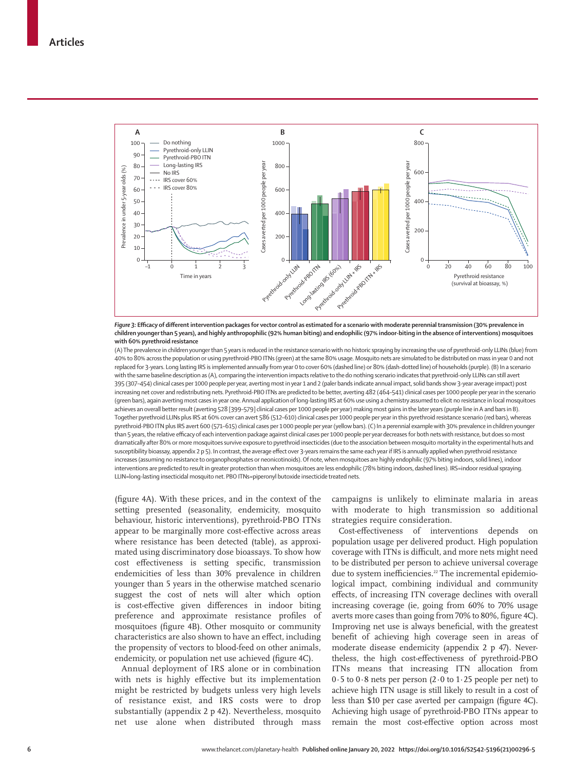**Figure 3: Efficacy of different intervention packages for vector control as estimated for a scenario with moderate perennial transmission (30% prevalence in children younger than 5 years), and highly anthropophilic (92% human biting) and endophilic (97% indoor-biting in the absence of interventions) mosquitoes with 60% pyrethroid resistance**

(A) The prevalence in children younger than 5 years is reduced in the resistance scenario with no historic spraying by increasing the use of pyrethroid-only LLINs (blue) from 40% to 80% across the population or using pyrethroid-PBO ITNs (green) at the same 80% usage. Mosquito nets are simulated to be distributed on mass in year 0 and not replaced for 3-years. Long lasting IRS is implemented annually from year 0 to cover 60% (dashed line) or 80% (dash-dotted line) of households (purple). (B) In a scenario with the same baseline description as (A), comparing the intervention impacts relative to the do nothing scenario indicates that pyrethroid-only LLINs can still avert 395 (307–454) clinical cases per 1000 people per year, averting most in year 1 and 2 (paler bands indicate annual impact, solid bands show 3-year average impact) post increasing net cover and redistributing nets. Pyrethroid-PBO ITNs are predicted to be better, averting 482 (464–541) clinical cases per 1000 people per year in the scenario (green bars), again averting most cases in year one. Annual application of long-lasting IRS at 60% use using a chemistry assumed to elicit no resistance in local mosquitoes achieves an overall better result (averting 528 [399–579] clinical cases per 1000 people per year) making most gains in the later years (purple line in A and bars in B). Together pyrethroid LLINs plus IRS at 60% cover can avert 586 (512–610) clinical cases per 1000 people per year in this pyrethroid resistance scenario (red bars), whereas pyrethroid-PBO ITN plus IRS avert 600 (571–615) clinical cases per 1 000 people per year (yellow bars). (C) In a perennial example with 30% prevalence in children younger than 5 years, the relative efficacy of each intervention package against clinical cases per 1000 people per year decreases for both nets with resistance, but does so most dramatically after 80% or more mosquitoes survive exposure to pyrethroid insecticides (due to the association between mosquito mortality in the experimental huts and susceptibility bioassay, appendix 2 p 5). In contrast, the average effect over 3-years remains the same each year if IRS is annually applied when pyrethroid resistance increases (assuming no resistance to organophosphates or neonicotinoids). Of note, when mosquitoes are highly endophilic (97% biting indoors, solid lines), indoor interventions are predicted to result in greater protection than when mosquitoes are less endophilic (78% biting indoors, dashed lines). IRS=indoor residual spraying. LLIN=long-lasting insecticidal mosquito net. PBO ITNs=piperonyl butoxide insecticide treated nets.

(figure 4A). With these prices, and in the context of the setting presented (seasonality, endemicity, mosquito behaviour, historic interventions), pyrethroid-PBO ITNs appear to be marginally more cost-effective across areas where resistance has been detected (table), as approximated using discriminatory dose bioassays. To show how cost effectiveness is setting specific, transmission endemicities of less than 30% prevalence in children younger than 5 years in the otherwise matched scenario suggest the cost of nets will alter which option is cost-effective given differences in indoor biting preference and approximate resistance profiles of mosquitoes (figure 4B). Other mosquito or community characteristics are also shown to have an effect, including the propensity of vectors to blood-feed on other animals, endemicity, or population net use achieved (figure 4C).

Annual deployment of IRS alone or in combination with nets is highly effective but its implementation might be restricted by budgets unless very high levels of resistance exist, and IRS costs were to drop substantially (appendix 2 p 42). Nevertheless, mosquito net use alone when distributed through mass campaigns is unlikely to eliminate malaria in areas with moderate to high transmission so additional strategies require consideration.

Cost-effectiveness of interventions depends on population usage per delivered product. High population coverage with ITNs is difficult, and more nets might need to be distributed per person to achieve universal coverage due to system inefficiencies.[22] The incremental epidemiological impact, combining individual and community effects, of increasing ITN coverage declines with overall increasing coverage (ie, going from 60% to 70% usage averts more cases than going from 70% to 80%, figure 4C). Improving net use is always beneficial, with the greatest benefit of achieving high coverage seen in areas of moderate disease endemicity (appendix 2 p 47). Nevertheless, the high cost-effectiveness of pyrethroid-PBO ITNs means that increasing ITN allocation from 0·5 to 0·8 nets per person (2·0 to 1·25 people per net) to achieve high ITN usage is still likely to result in a cost of less than \$10 per case averted per campaign (figure 4C). Achieving high usage of pyrethroid-PBO ITNs appear to remain the most cost-effective option across most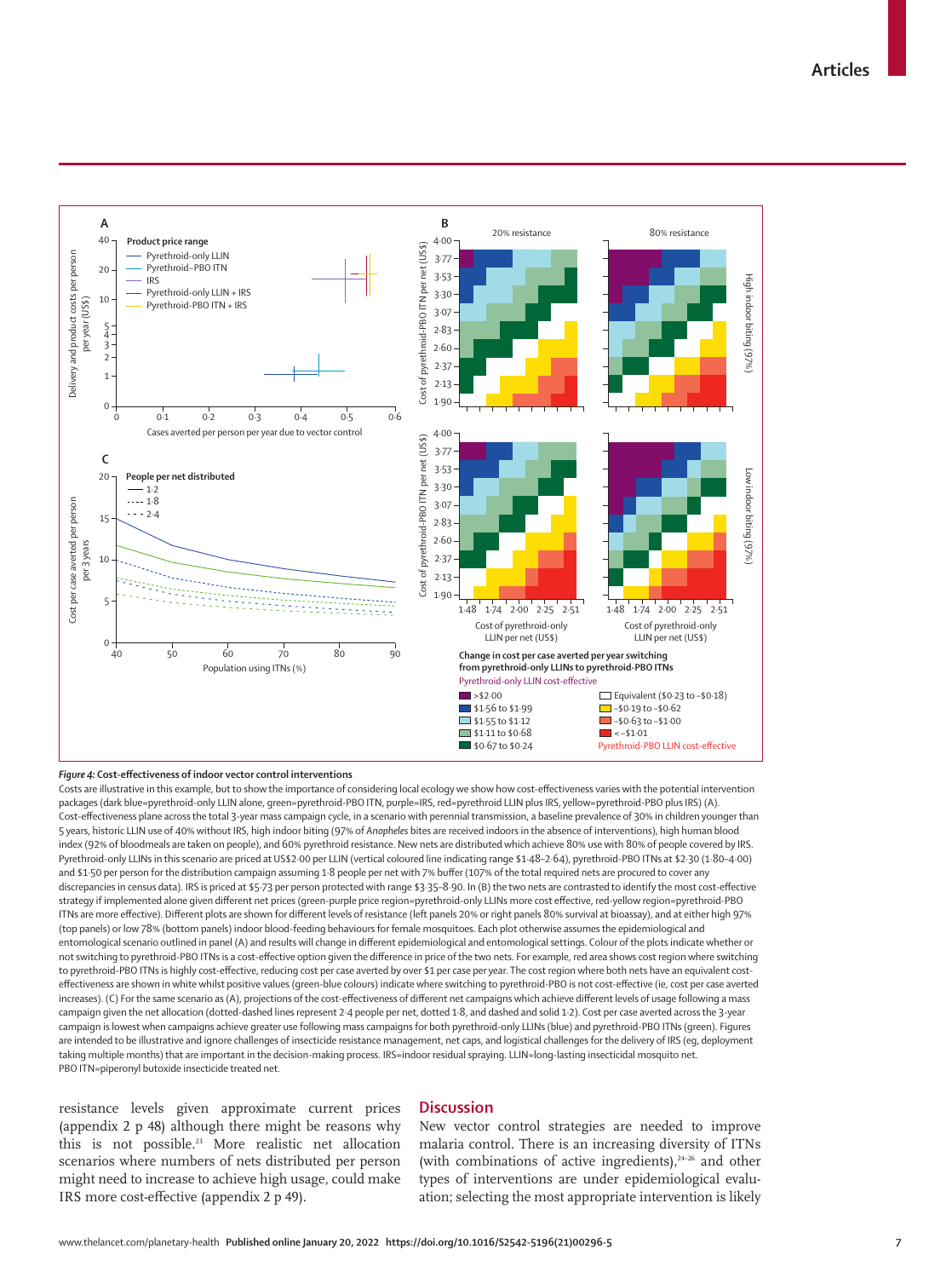*Figure 4:* **Cost-effectiveness of indoor vector control interventions**

Costs are illustrative in this example, but to show the importance of considering local ecology we show how cost-effectiveness varies with the potential intervention packages (dark blue=pyrethroid-only LLIN alone, green=pyrethroid-PBO ITN, purple=IRS, red=pyrethroid LLIN plus IRS, yellow=pyrethroid-PBO plus IRS) (A). Cost-effectiveness plane across the total 3-year mass campaign cycle, in a scenario with perennial transmission, a baseline prevalence of 30% in children younger than 5 years, historic LLIN use of 40% without IRS, high indoor biting (97% of *Anopheles* bites are received indoors in the absence of interventions), high human blood index (92% of bloodmeals are taken on people), and 60% pyrethroid resistance. New nets are distributed which achieve 80% use with 80% of people covered by IRS. Pyrethroid-only LLINs in this scenario are priced at US$2·00 per LLIN (vertical coloured line indicating range $1·48–2·64), pyrethroid-PBO ITNs at $2·30 (1·80–4·00) and $1·50 per person for the distribution campaign assuming 1·8 people per net with 7% buffer (107% of the total required nets are procured to cover any discrepancies in census data). IRS is priced at $5·73 per person protected with range $3·35–8·90. In (B) the two nets are contrasted to identify the most cost-effective strategy if implemented alone given different net prices (green-purple price region=pyrethroid-only LLINs more cost effective, red-yellow region=pyrethroid-PBO ITNs are more effective). Different plots are shown for different levels of resistance (left panels 20% or right panels 80% survival at bioassay), and at either high 97% (top panels) or low 78% (bottom panels) indoor blood-feeding behaviours for female mosquitoes. Each plot otherwise assumes the epidemiological and entomological scenario outlined in panel (A) and results will change in different epidemiological and entomological settings. Colour of the plots indicate whether or not switching to pyrethroid-PBO ITNs is a cost-effective option given the difference in price of the two nets. For example, red area shows cost region where switching to pyrethroid-PBO ITNs is highly cost-effective, reducing cost per case averted by over $1 per case per year. The cost region where both nets have an equivalent cost-effectiveness are shown in white whilst positive values (green-blue colours) indicate where switching to pyrethroid-PBO is not cost-effective (ie, cost per case averted increases). (C) For the same scenario as (A), projections of the cost-effectiveness of different net campaigns which achieve different levels of usage following a mass campaign given the net allocation (dotted-dashed lines represent 2·4 people per net, dotted 1·8, and dashed and solid 1·2). Cost per case averted across the 3-year campaign is lowest when campaigns achieve greater use following mass campaigns for both pyrethroid-only LLINs (blue) and pyrethroid-PBO ITNs (green). Figures are intended to be illustrative and ignore challenges of insecticide resistance management, net caps, and logistical challenges for the delivery of IRS (eg, deployment taking multiple months) that are important in the decision-making process. IRS=indoor residual spraying. LLIN=long-lasting insecticidal mosquito net. PBO ITN=piperonyl butoxide insecticide treated net.

resistance levels given approximate current prices (appendix 2 p 48) although there might be reasons why this is not possible.[23] More realistic net allocation scenarios where numbers of nets distributed per person might need to increase to achieve high usage, could make IRS more cost-effective (appendix 2 p 49).

## Discussion

New vector control strategies are needed to improve malaria control. There is an increasing diversity of ITNs (with combinations of active ingredients),[24–26] and other types of interventions are under epidemiological evaluation; selecting the most appropriate intervention is likely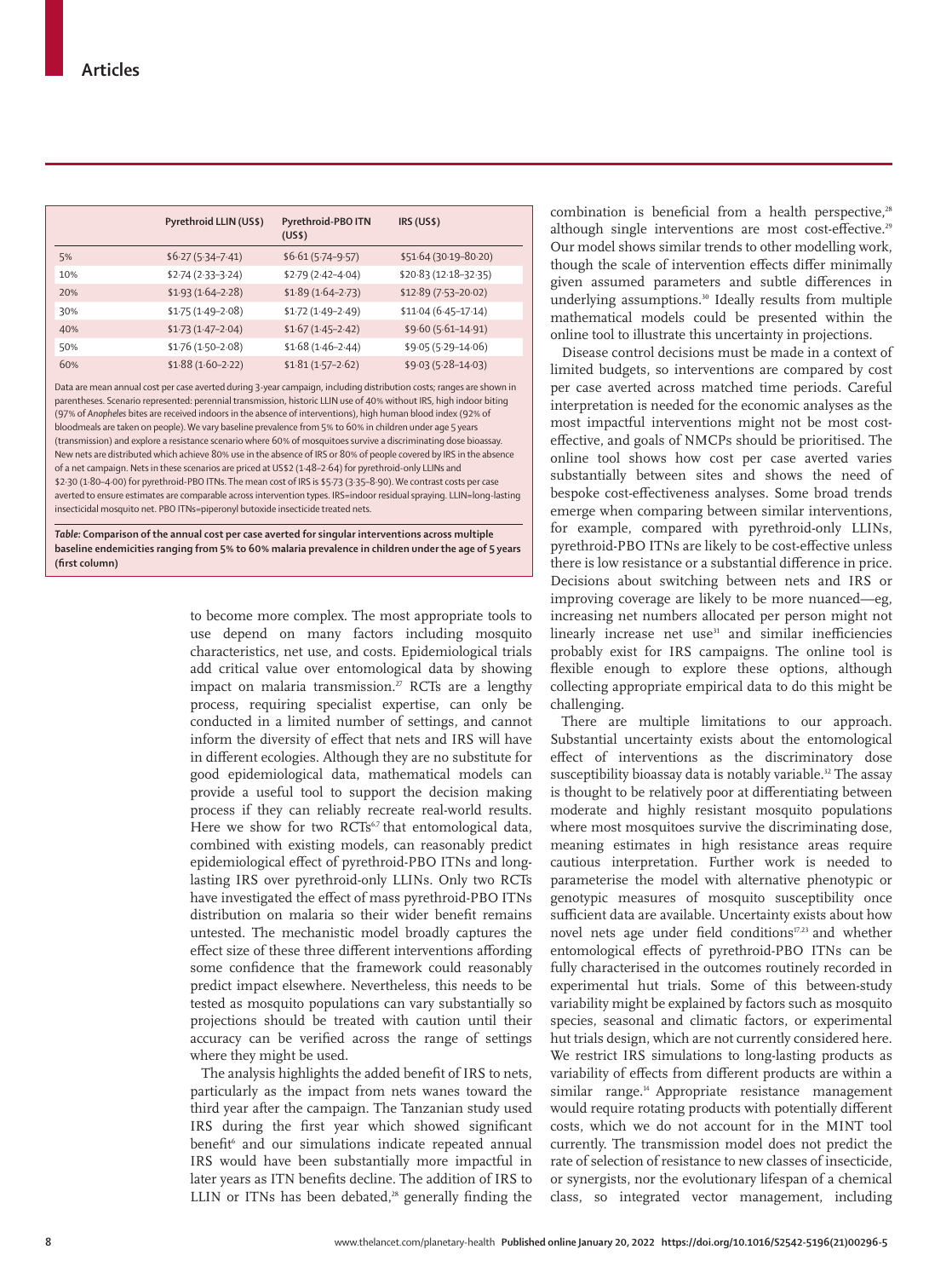|  | Pyrethroid LLIN (US$) | Pyrethroid-PBO ITN (US$) | IRS (US$) |
|---|---|---|---|
| 5% | \$6·27 (5·34–7·41) | \$6·61 (5·74–9·57) | \$51·64 (30·19–80·20) |
| 10% | \$2·74 (2·33–3·24) | \$2·79 (2·42–4·04) | \$20·83 (12·18–32·35) |
| 20% | \$1·93 (1·64–2·28) | \$1·89 (1·64–2·73) | \$12·89 (7·53–20·02) |
| 30% | \$1·75 (1·49–2·08) | \$1·72 (1·49–2·49) | \$11·04 (6·45–17·14) |
| 40% | \$1·73 (1·47–2·04) | \$1·67 (1·45–2·42) | \$9·60 (5·61–14·91) |
| 50% | \$1·76 (1·50–2·08) | \$1·68 (1·46–2·44) | \$9·05 (5·29–14·06) |
| 60% | \$1·88 (1·60–2·22) | \$1·81 (1·57–2·62) | \$9·03 (5·28–14·03) |

Data are mean annual cost per case averted during 3-year campaign, including distribution costs; ranges are shown in parentheses. Scenario represented: perennial transmission, historic LLIN use of 40% without IRS, high indoor biting (97% of *Anopheles* bites are received indoors in the absence of interventions), high human blood index (92% of bloodmeals are taken on people). We vary baseline prevalence from 5% to 60% in children under age 5 years (transmission) and explore a resistance scenario where 60% of mosquitoes survive a discriminating dose bioassay. New nets are distributed which achieve 80% use in the absence of IRS or 80% of people covered by IRS in the absence of a net campaign. Nets in these scenarios are priced at US\$2 (1·48–2·64) for pyrethroid-only LLINs and \$2·30 (1·80–4·00) for pyrethroid-PBO ITNs. The mean cost of IRS is \$5·73 (3·35–8·90). We contrast costs per case averted to ensure estimates are comparable across intervention types. IRS=indoor residual spraying. LLIN=long-lasting insecticidal mosquito net. PBO ITNs=piperonyl butoxide insecticide treated nets.

*Table:* **Comparison of the annual cost per case averted for singular interventions across multiple baseline endemicities ranging from 5% to 60% malaria prevalence in children under the age of 5 years (first column)**

to become more complex. The most appropriate tools to use depend on many factors including mosquito characteristics, net use, and costs. Epidemiological trials add critical value over entomological data by showing impact on malaria transmission.[27] RCTs are a lengthy process, requiring specialist expertise, can only be conducted in a limited number of settings, and cannot inform the diversity of effect that nets and IRS will have in different ecologies. Although they are no substitute for good epidemiological data, mathematical models can provide a useful tool to support the decision making process if they can reliably recreate real-world results. Here we show for two RCTs[6,7] that entomological data, combined with existing models, can reasonably predict epidemiological effect of pyrethroid-PBO ITNs and long-lasting IRS over pyrethroid-only LLINs. Only two RCTs have investigated the effect of mass pyrethroid-PBO ITNs distribution on malaria so their wider benefit remains untested. The mechanistic model broadly captures the effect size of these three different interventions affording some confidence that the framework could reasonably predict impact elsewhere. Nevertheless, this needs to be tested as mosquito populations can vary substantially so projections should be treated with caution until their accuracy can be verified across the range of settings where they might be used.

The analysis highlights the added benefit of IRS to nets, particularly as the impact from nets wanes toward the third year after the campaign. The Tanzanian study used IRS during the first year which showed significant benefit[6] and our simulations indicate repeated annual IRS would have been substantially more impactful in later years as ITN benefits decline. The addition of IRS to LLIN or ITNs has been debated,[28] generally finding the combination is beneficial from a health perspective,[28] although single interventions are most cost-effective.[29] Our model shows similar trends to other modelling work, though the scale of intervention effects differ minimally given assumed parameters and subtle differences in underlying assumptions.[30] Ideally results from multiple mathematical models could be presented within the online tool to illustrate this uncertainty in projections.

Disease control decisions must be made in a context of limited budgets, so interventions are compared by cost per case averted across matched time periods. Careful interpretation is needed for the economic analyses as the most impactful interventions might not be most cost-effective, and goals of NMCPs should be prioritised. The online tool shows how cost per case averted varies substantially between sites and shows the need of bespoke cost-effectiveness analyses. Some broad trends emerge when comparing between similar interventions, for example, compared with pyrethroid-only LLINs, pyrethroid-PBO ITNs are likely to be cost-effective unless there is low resistance or a substantial difference in price. Decisions about switching between nets and IRS or improving coverage are likely to be more nuanced—eg, increasing net numbers allocated per person might not linearly increase net use[31] and similar inefficiencies probably exist for IRS campaigns. The online tool is flexible enough to explore these options, although collecting appropriate empirical data to do this might be challenging.

There are multiple limitations to our approach. Substantial uncertainty exists about the entomological effect of interventions as the discriminatory dose susceptibility bioassay data is notably variable.[32] The assay is thought to be relatively poor at differentiating between moderate and highly resistant mosquito populations where most mosquitoes survive the discriminating dose, meaning estimates in high resistance areas require cautious interpretation. Further work is needed to parameterise the model with alternative phenotypic or genotypic measures of mosquito susceptibility once sufficient data are available. Uncertainty exists about how novel nets age under field conditions[17,23] and whether entomological effects of pyrethroid-PBO ITNs can be fully characterised in the outcomes routinely recorded in experimental hut trials. Some of this between-study variability might be explained by factors such as mosquito species, seasonal and climatic factors, or experimental hut trials design, which are not currently considered here. We restrict IRS simulations to long-lasting products as variability of effects from different products are within a similar range.[14] Appropriate resistance management would require rotating products with potentially different costs, which we do not account for in the MINT tool currently. The transmission model does not predict the rate of selection of resistance to new classes of insecticide, or synergists, nor the evolutionary lifespan of a chemical class, so integrated vector management, including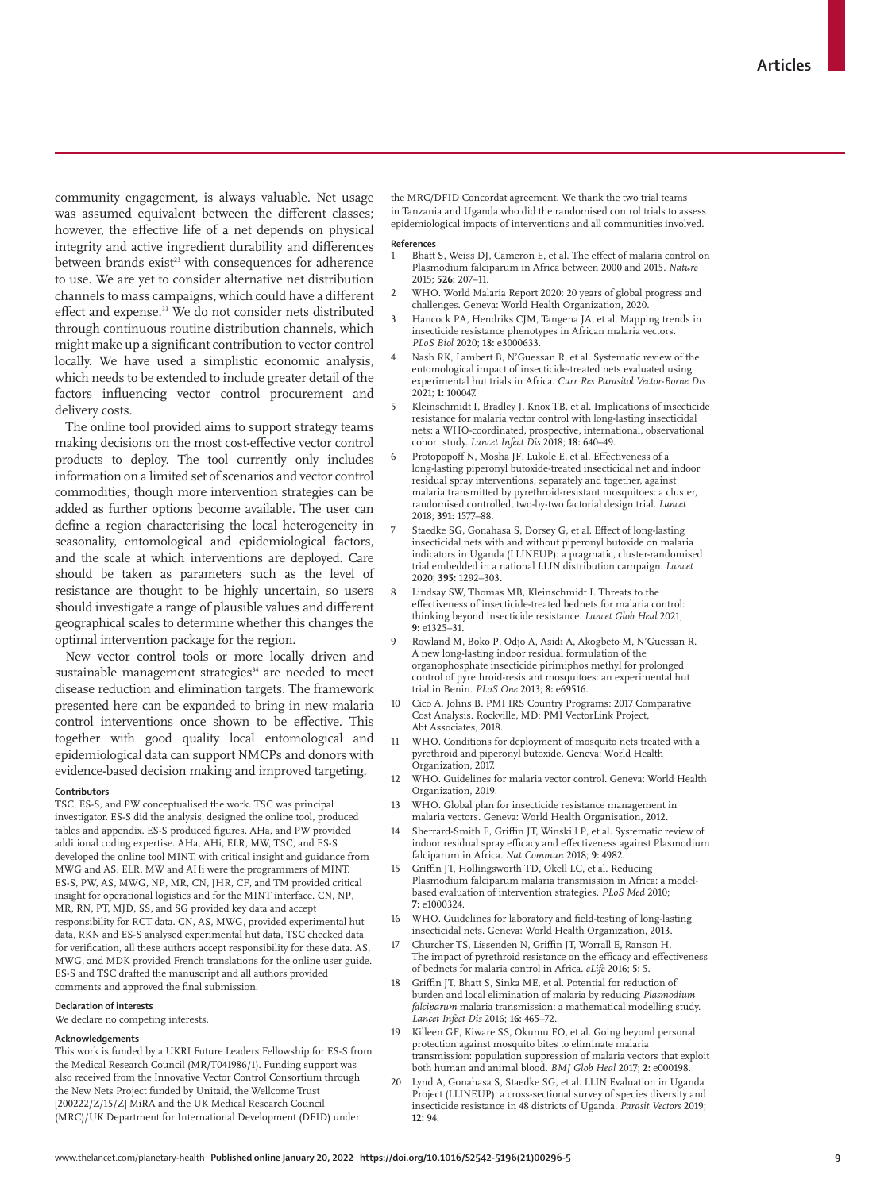community engagement, is always valuable. Net usage was assumed equivalent between the different classes; however, the effective life of a net depends on physical integrity and active ingredient durability and differences between brands exist[23] with consequences for adherence to use. We are yet to consider alternative net distribution channels to mass campaigns, which could have a different effect and expense.[33] We do not consider nets distributed through continuous routine distribution channels, which might make up a significant contribution to vector control locally. We have used a simplistic economic analysis, which needs to be extended to include greater detail of the factors influencing vector control procurement and delivery costs.

The online tool provided aims to support strategy teams making decisions on the most cost-effective vector control products to deploy. The tool currently only includes information on a limited set of scenarios and vector control commodities, though more intervention strategies can be added as further options become available. The user can define a region characterising the local heterogeneity in seasonality, entomological and epidemiological factors, and the scale at which interventions are deployed. Care should be taken as parameters such as the level of resistance are thought to be highly uncertain, so users should investigate a range of plausible values and different geographical scales to determine whether this changes the optimal intervention package for the region.

New vector control tools or more locally driven and sustainable management strategies[34] are needed to meet disease reduction and elimination targets. The framework presented here can be expanded to bring in new malaria control interventions once shown to be effective. This together with good quality local entomological and epidemiological data can support NMCPs and donors with evidence-based decision making and improved targeting.

#### Contributors

TSC, ES-S, and PW conceptualised the work. TSC was principal investigator. ES-S did the analysis, designed the online tool, produced tables and appendix. ES-S produced figures. AHa, and PW provided additional coding expertise. AHa, AHi, ELR, MW, TSC, and ES-S developed the online tool MINT, with critical insight and guidance from MWG and AS. ELR, MW and AHi were the programmers of MINT. ES-S, PW, AS, MWG, NP, MR, CN, JHR, CF, and TM provided critical insight for operational logistics and for the MINT interface. CN, NP, MR, RN, PT, MJD, SS, and SG provided key data and accept responsibility for RCT data. CN, AS, MWG, provided experimental hut data, RKN and ES-S analysed experimental hut data, TSC checked data for verification, all these authors accept responsibility for these data. AS, MWG, and MDK provided French translations for the online user guide. ES-S and TSC drafted the manuscript and all authors provided comments and approved the final submission.

#### Declaration of interests

We declare no competing interests.

#### Acknowledgements

This work is funded by a UKRI Future Leaders Fellowship for ES-S from the Medical Research Council (MR/T041986/1). Funding support was also received from the Innovative Vector Control Consortium through the New Nets Project funded by Unitaid, the Wellcome Trust [200222/Z/15/Z] MiRA and the UK Medical Research Council (MRC)/UK Department for International Development (DFID) under the MRC/DFID Concordat agreement. We thank the two trial teams in Tanzania and Uganda who did the randomised control trials to assess epidemiological impacts of interventions and all communities involved.

#### References

1. Bhatt S, Weiss DJ, Cameron E, et al. The effect of malaria control on Plasmodium falciparum in Africa between 2000 and 2015. *Nature* 2015; **526:** 207–11.
2. WHO. World Malaria Report 2020: 20 years of global progress and challenges. Geneva: World Health Organization, 2020.
3. Hancock PA, Hendriks CJM, Tangena JA, et al. Mapping trends in insecticide resistance phenotypes in African malaria vectors. *PLoS Biol* 2020; **18:** e3000633.
4. Nash RK, Lambert B, N'Guessan R, et al. Systematic review of the entomological impact of insecticide-treated nets evaluated using experimental hut trials in Africa. *Curr Res Parasitol Vector-Borne Dis* 2021; **1:** 100047.
5. Kleinschmidt I, Bradley J, Knox TB, et al. Implications of insecticide resistance for malaria vector control with long-lasting insecticidal nets: a WHO-coordinated, prospective, international, observational cohort study. *Lancet Infect Dis* 2018; **18:** 640–49.
6. Protopopoff N, Mosha JF, Lukole E, et al. Effectiveness of a long-lasting piperonyl butoxide-treated insecticidal net and indoor residual spray interventions, separately and together, against malaria transmitted by pyrethroid-resistant mosquitoes: a cluster, randomised controlled, two-by-two factorial design trial. *Lancet* 2018; **391:** 1577–88.
7. Staedke SG, Gonahasa S, Dorsey G, et al. Effect of long-lasting insecticidal nets with and without piperonyl butoxide on malaria indicators in Uganda (LLINEUP): a pragmatic, cluster-randomised trial embedded in a national LLIN distribution campaign. *Lancet* 2020; **395:** 1292–303.
8. Lindsay SW, Thomas MB, Kleinschmidt I. Threats to the effectiveness of insecticide-treated bednets for malaria control: thinking beyond insecticide resistance. *Lancet Glob Heal* 2021; **9:** e1325–31.
9. Rowland M, Boko P, Odjo A, Asidi A, Akogbeto M, N'Guessan R. A new long-lasting indoor residual formulation of the organophosphate insecticide pirimiphos methyl for prolonged control of pyrethroid-resistant mosquitoes: an experimental hut trial in Benin. *PLoS One* 2013; **8:** e69516.
10. Cico A, Johns B. PMI IRS Country Programs: 2017 Comparative Cost Analysis. Rockville, MD: PMI VectorLink Project, Abt Associates, 2018.
11. WHO. Conditions for deployment of mosquito nets treated with a pyrethroid and piperonyl butoxide. Geneva: World Health Organization, 2017.
12. WHO. Guidelines for malaria vector control. Geneva: World Health Organization, 2019.
13. WHO. Global plan for insecticide resistance management in malaria vectors. Geneva: World Health Organisation, 2012.
14. Sherrard-Smith E, Griffin JT, Winskill P, et al. Systematic review of indoor residual spray efficacy and effectiveness against Plasmodium falciparum in Africa. *Nat Commun* 2018; **9:** 4982.
15. Griffin JT, Hollingsworth TD, Okell LC, et al. Reducing Plasmodium falciparum malaria transmission in Africa: a model-based evaluation of intervention strategies. *PLoS Med* 2010; **7:** e1000324.
16. WHO. Guidelines for laboratory and field-testing of long-lasting insecticidal nets. Geneva: World Health Organization, 2013.
17. Churcher TS, Lissenden N, Griffin JT, Worrall E, Ranson H. The impact of pyrethroid resistance on the efficacy and effectiveness of bednets for malaria control in Africa. *eLife* 2016; **5:** 5.
18. Griffin JT, Bhatt S, Sinka ME, et al. Potential for reduction of burden and local elimination of malaria by reducing *Plasmodium falciparum* malaria transmission: a mathematical modelling study. *Lancet Infect Dis* 2016; **16:** 465–72.
19. Killeen GF, Kiware SS, Okumu FO, et al. Going beyond personal protection against mosquito bites to eliminate malaria transmission: population suppression of malaria vectors that exploit both human and animal blood. *BMJ Glob Heal* 2017; **2:** e000198.
20. Lynd A, Gonahasa S, Staedke SG, et al. LLIN Evaluation in Uganda Project (LLINEUP): a cross-sectional survey of species diversity and insecticide resistance in 48 districts of Uganda. *Parasit Vectors* 2019; **12:** 94.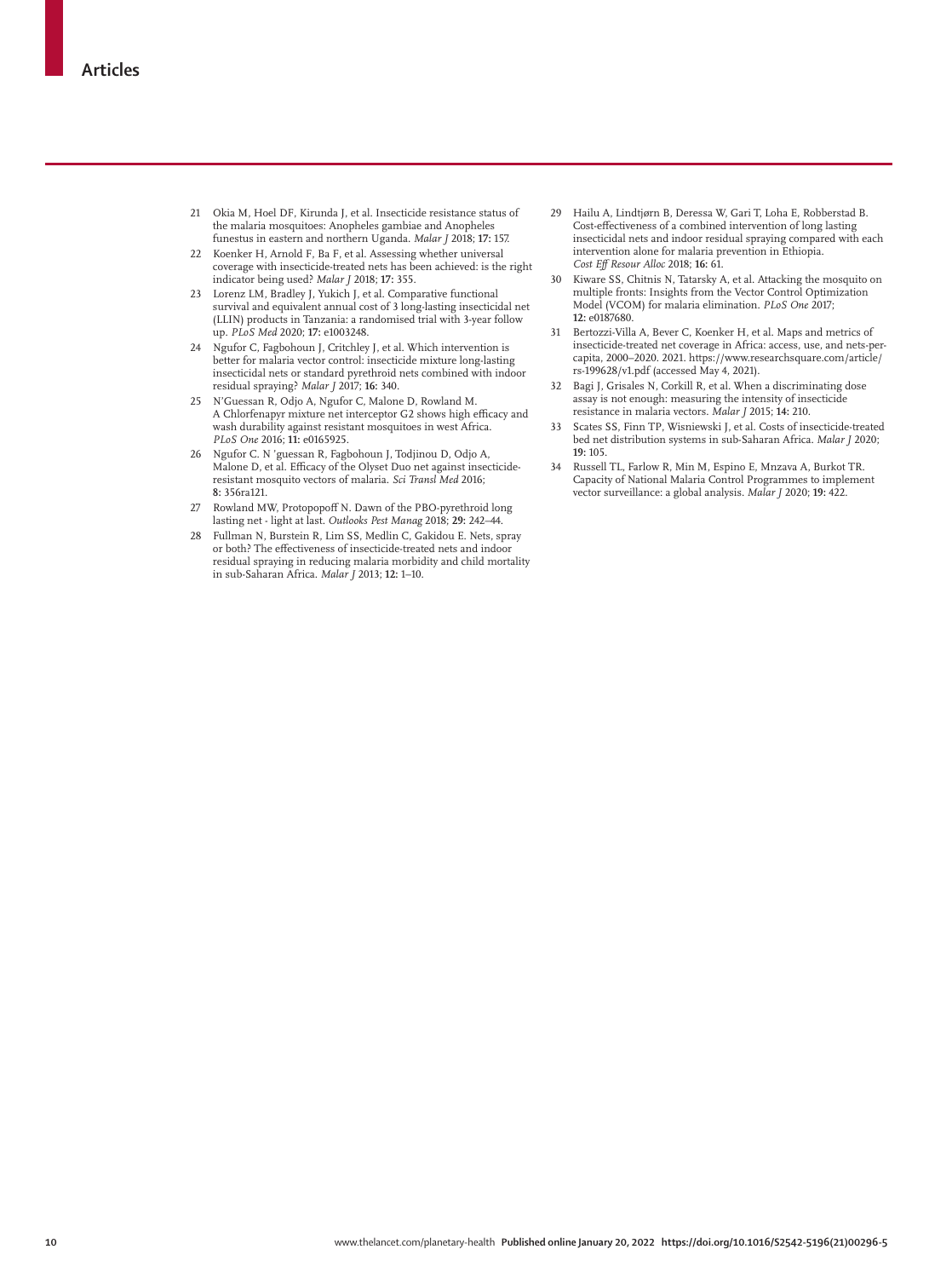21 Okia M, Hoel DF, Kirunda J, et al. Insecticide resistance status of the malaria mosquitoes: Anopheles gambiae and Anopheles funestus in eastern and northern Uganda. *Malar J* 2018; **17:** 157.

22 Koenker H, Arnold F, Ba F, et al. Assessing whether universal coverage with insecticide-treated nets has been achieved: is the right indicator being used? *Malar J* 2018; **17:** 355.

23 Lorenz LM, Bradley J, Yukich J, et al. Comparative functional survival and equivalent annual cost of 3 long-lasting insecticidal net (LLIN) products in Tanzania: a randomised trial with 3-year follow up. *PLoS Med* 2020; **17:** e1003248.

24 Ngufor C, Fagbohoun J, Critchley J, et al. Which intervention is better for malaria vector control: insecticide mixture long-lasting insecticidal nets or standard pyrethroid nets combined with indoor residual spraying? *Malar J* 2017; **16:** 340.

25 N'Guessan R, Odjo A, Ngufor C, Malone D, Rowland M. A Chlorfenapyr mixture net interceptor G2 shows high efficacy and wash durability against resistant mosquitoes in west Africa. *PLoS One* 2016; **11:** e0165925.

26 Ngufor C. N 'guessan R, Fagbohoun J, Todjinou D, Odjo A, Malone D, et al. Efficacy of the Olyset Duo net against insecticide-resistant mosquito vectors of malaria. *Sci Transl Med* 2016; **8:** 356ra121.

27 Rowland MW, Protopopoff N. Dawn of the PBO-pyrethroid long lasting net - light at last. *Outlooks Pest Manag* 2018; **29:** 242–44.

28 Fullman N, Burstein R, Lim SS, Medlin C, Gakidou E. Nets, spray or both? The effectiveness of insecticide-treated nets and indoor residual spraying in reducing malaria morbidity and child mortality in sub-Saharan Africa. *Malar J* 2013; **12:** 1–10.

29 Hailu A, Lindtjørn B, Deressa W, Gari T, Loha E, Robberstad B. Cost-effectiveness of a combined intervention of long lasting insecticidal nets and indoor residual spraying compared with each intervention alone for malaria prevention in Ethiopia. *Cost Eff Resour Alloc* 2018; **16:** 61.

30 Kiware SS, Chitnis N, Tatarsky A, et al. Attacking the mosquito on multiple fronts: Insights from the Vector Control Optimization Model (VCOM) for malaria elimination. *PLoS One* 2017; **12:** e0187680.

31 Bertozzi-Villa A, Bever C, Koenker H, et al. Maps and metrics of insecticide-treated net coverage in Africa: access, use, and nets-per-capita, 2000–2020. 2021. https://www.researchsquare.com/article/rs-199628/v1.pdf (accessed May 4, 2021).

32 Bagi J, Grisales N, Corkill R, et al. When a discriminating dose assay is not enough: measuring the intensity of insecticide resistance in malaria vectors. *Malar J* 2015; **14:** 210.

33 Scates SS, Finn TP, Wisniewski J, et al. Costs of insecticide-treated bed net distribution systems in sub-Saharan Africa. *Malar J* 2020; **19:** 105.

34 Russell TL, Farlow R, Min M, Espino E, Mnzava A, Burkot TR. Capacity of National Malaria Control Programmes to implement vector surveillance: a global analysis. *Malar J* 2020; **19:** 422.